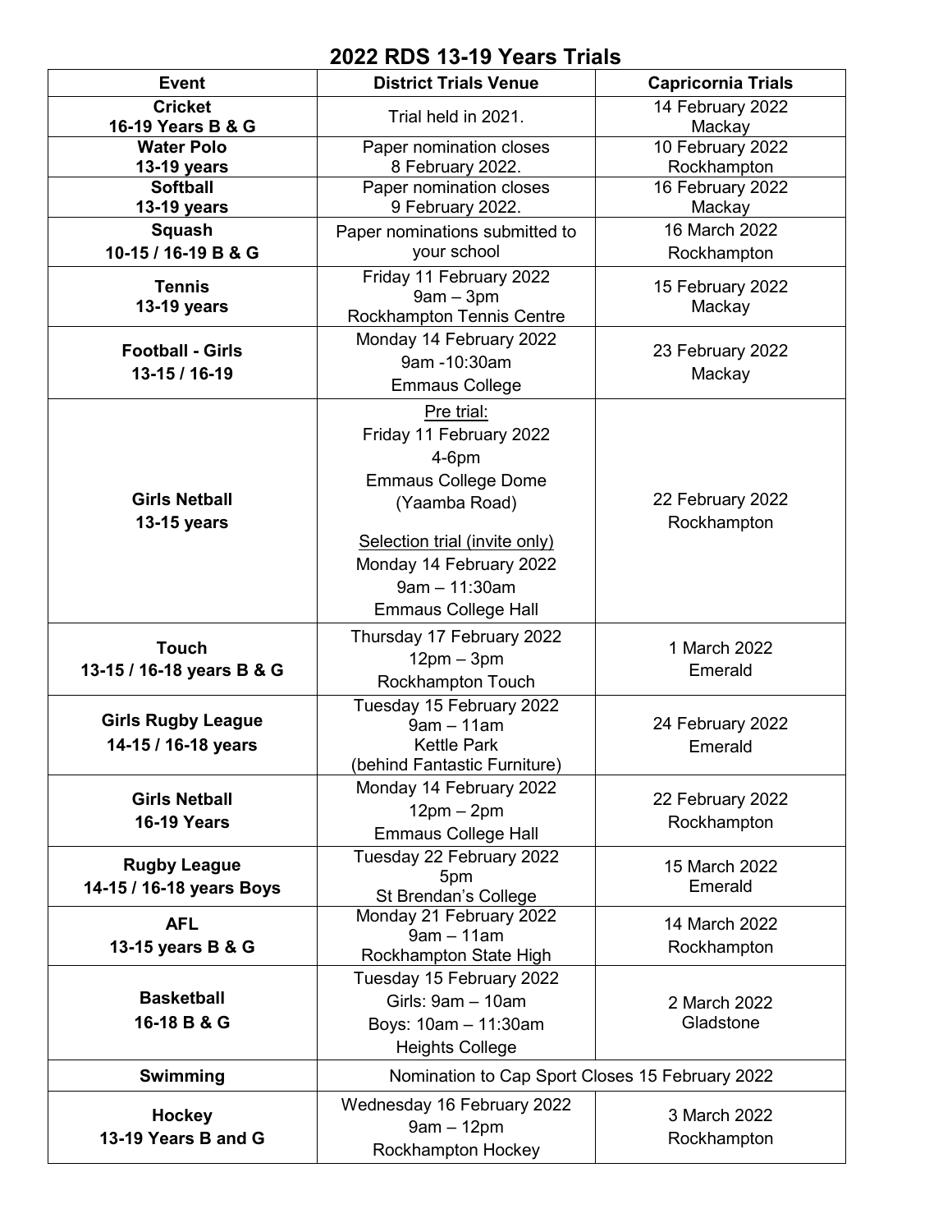# 2022 RDS 13-19 Years Trials

| Event | District Trials Venue | Capricornia Trials |
|---|---|---|
| **Cricket 16-19 Years B & G** | Trial held in 2021. | 14 February 2022 Mackay |
| **Water Polo 13-19 years** | Paper nomination closes 8 February 2022. | 10 February 2022 Rockhampton |
| **Softball 13-19 years** | Paper nomination closes 9 February 2022. | 16 February 2022 Mackay |
| **Squash 10-15 / 16-19 B & G** | Paper nominations submitted to your school | 16 March 2022 Rockhampton |
| **Tennis 13-19 years** | Friday 11 February 2022 9am – 3pm Rockhampton Tennis Centre | 15 February 2022 Mackay |
| **Football - Girls 13-15 / 16-19** | Monday 14 February 2022 9am -10:30am Emmaus College | 23 February 2022 Mackay |
| **Girls Netball 13-15 years** | Pre trial: Friday 11 February 2022 4-6pm Emmaus College Dome (Yaamba Road)<br><br>Selection trial (invite only) Monday 14 February 2022 9am – 11:30am Emmaus College Hall | 22 February 2022 Rockhampton |
| **Touch 13-15 / 16-18 years B & G** | Thursday 17 February 2022 12pm – 3pm Rockhampton Touch | 1 March 2022 Emerald |
| **Girls Rugby League 14-15 / 16-18 years** | Tuesday 15 February 2022 9am – 11am Kettle Park (behind Fantastic Furniture) | 24 February 2022 Emerald |
| **Girls Netball 16-19 Years** | Monday 14 February 2022 12pm – 2pm Emmaus College Hall | 22 February 2022 Rockhampton |
| **Rugby League 14-15 / 16-18 years Boys** | Tuesday 22 February 2022 5pm St Brendan's College | 15 March 2022 Emerald |
| **AFL 13-15 years B & G** | Monday 21 February 2022 9am – 11am Rockhampton State High | 14 March 2022 Rockhampton |
| **Basketball 16-18 B & G** | Tuesday 15 February 2022 Girls: 9am – 10am Boys: 10am – 11:30am Heights College | 2 March 2022 Gladstone |
| **Swimming** | Nomination to Cap Sport Closes 15 February 2022 | |
| **Hockey 13-19 Years B and G** | Wednesday 16 February 2022 9am – 12pm Rockhampton Hockey | 3 March 2022 Rockhampton |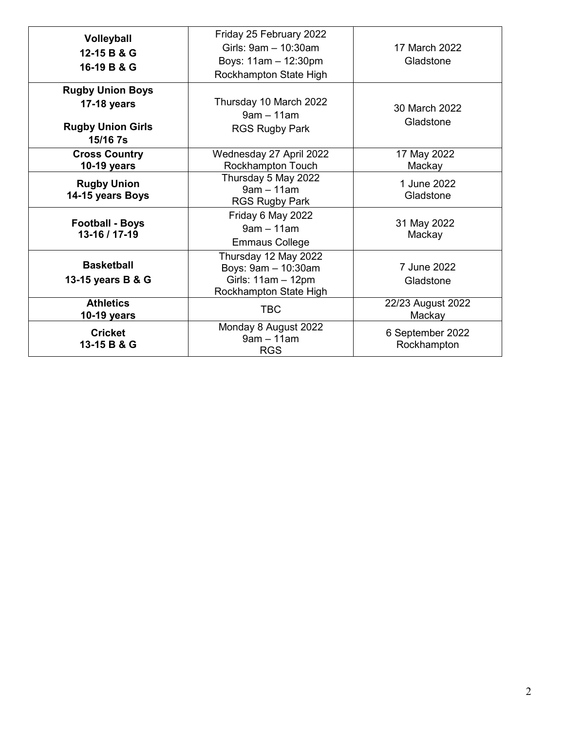| | | |
|---|---|---|
| **Volleyball**<br>**12-15 B & G**<br>**16-19 B & G** | Friday 25 February 2022<br>Girls: 9am – 10:30am<br>Boys: 11am – 12:30pm<br>Rockhampton State High | 17 March 2022<br>Gladstone |
| **Rugby Union Boys**<br>**17-18 years**<br>**Rugby Union Girls**<br>**15/16 7s** | Thursday 10 March 2022<br>9am – 11am<br>RGS Rugby Park | 30 March 2022<br>Gladstone |
| **Cross Country**<br>**10-19 years** | Wednesday 27 April 2022<br>Rockhampton Touch | 17 May 2022<br>Mackay |
| **Rugby Union**<br>**14-15 years Boys** | Thursday 5 May 2022<br>9am – 11am<br>RGS Rugby Park | 1 June 2022<br>Gladstone |
| **Football - Boys**<br>**13-16 / 17-19** | Friday 6 May 2022<br>9am – 11am<br>Emmaus College | 31 May 2022<br>Mackay |
| **Basketball**<br>**13-15 years B & G** | Thursday 12 May 2022<br>Boys: 9am – 10:30am<br>Girls: 11am – 12pm<br>Rockhampton State High | 7 June 2022<br>Gladstone |
| **Athletics**<br>**10-19 years** | TBC | 22/23 August 2022<br>Mackay |
| **Cricket**<br>**13-15 B & G** | Monday 8 August 2022<br>9am – 11am<br>RGS | 6 September 2022<br>Rockhampton |